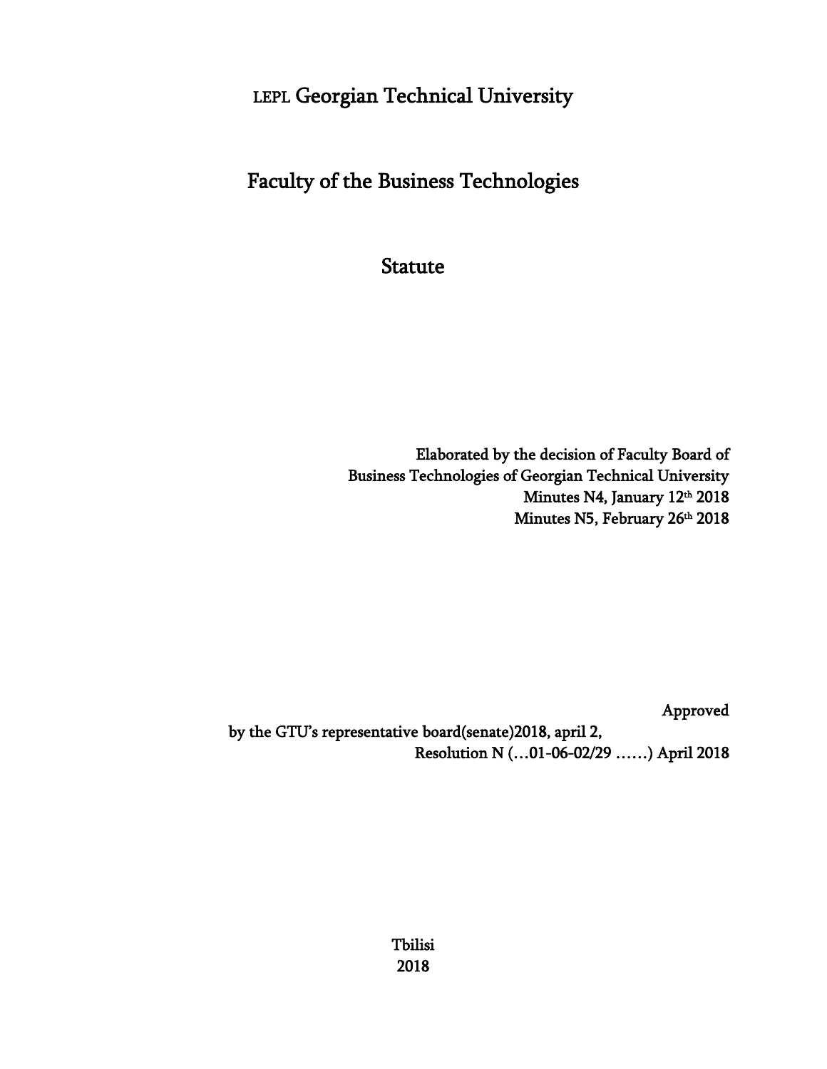LEPL Georgian Technical University

# Faculty of the Business Technologies

# Statute

Elaborated by the decision of Faculty Board of
Business Technologies of Georgian Technical University
Minutes N4, January 12th 2018
Minutes N5, February 26th 2018

Approved
by the GTU's representative board(senate)2018, april 2,
Resolution N (…01-06-02/29 ……) April 2018

Tbilisi
2018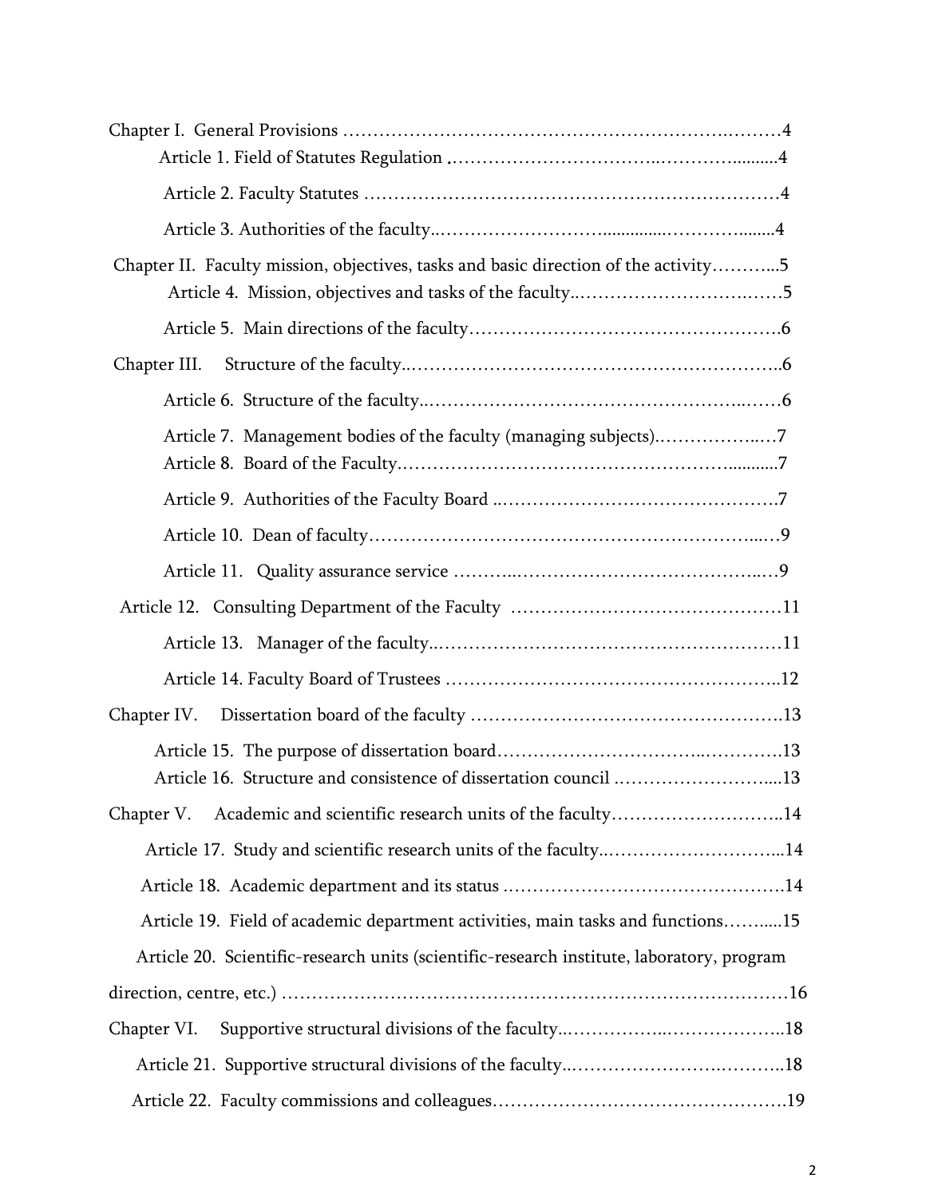Chapter I. General Provisions ……………………………………………………….………4

Article 1. Field of Statutes Regulation ………………………………..………….........4

Article 2. Faculty Statutes ……………………………………………………………4

Article 3. Authorities of the faculty..……………………….............…………........4

Chapter II. Faculty mission, objectives, tasks and basic direction of the activity………..5

Article 4. Mission, objectives and tasks of the faculty..………………………….……5

Article 5. Main directions of the faculty…………………………………………….6

Chapter III. Structure of the faculty..……………………………………………………..6

Article 6. Structure of the faculty..…………………………………………..……6

Article 7. Management bodies of the faculty (managing subjects).……………..…7

Article 8. Board of the Faculty.………………………………………………...........7

Article 9. Authorities of the Faculty Board ..……………….…………………….7

Article 10. Dean of faculty…………………………………………………….…...…9

Article 11. Quality assurance service ………..……………………………………..…9

Article 12. Consulting Department of the Faculty ………………………………………11

Article 13. Manager of the faculty..…………………………………………………11

Article 14. Faculty Board of Trustees ……………………………………………….12

Chapter IV. Dissertation board of the faculty …………………………………………….13

Article 15. The purpose of dissertation board…………………………..………….13

Article 16. Structure and consistence of dissertation council .……………………....13

Chapter V. Academic and scientific research units of the faculty………………………..14

Article 17. Study and scientific research units of the faculty..………………………...14

Article 18. Academic department and its status ……………………………………….14

Article 19. Field of academic department activities, main tasks and functions……....15

Article 20. Scientific-research units (scientific-research institute, laboratory, program direction, centre, etc.) ………………………………………………………………………16

Chapter VI. Supportive structural divisions of the faculty..……………..………………..18

Article 21. Supportive structural divisions of the faculty..……………………….………..18

Article 22. Faculty commissions and colleagues…………………………………………19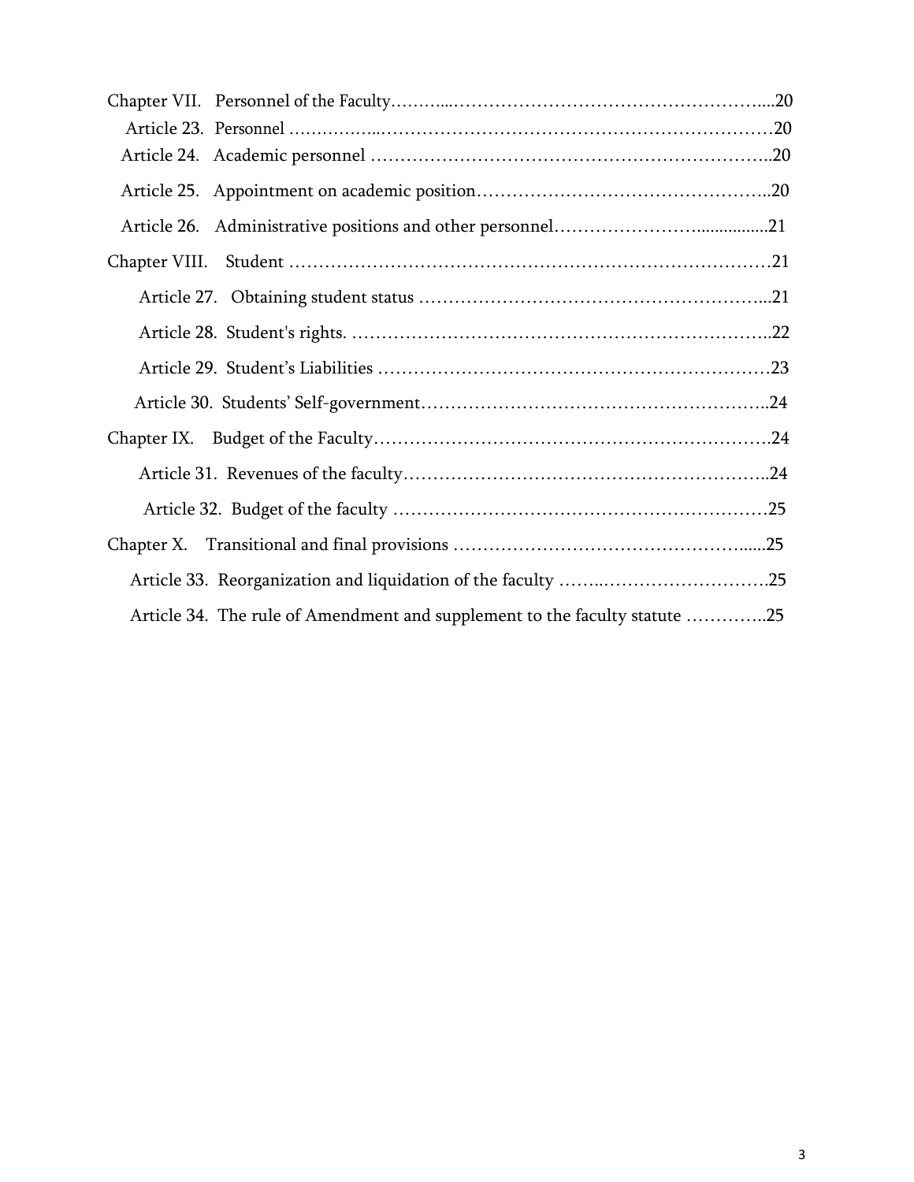Chapter VII. Personnel of the Faculty……….……………………………………………...20

Article 23. Personnel ……………..……………………………………………………………20

Article 24. Academic personnel ………………………………………………………..20

Article 25. Appointment on academic position………………………………………..20

Article 26. Administrative positions and other personnel…………………….................21

Chapter VIII. Student ……………………………………………………………………21

Article 27. Obtaining student status …………………………………………………...21

Article 28. Student's rights. ……………………………………………………………..22

Article 29. Student's Liabilities …………………………………………………………23

Article 30. Students' Self-government…………………………………………………..24

Chapter IX. Budget of the Faculty………………………………………………………….24

Article 31. Revenues of the faculty……………………………………………………..24

Article 32. Budget of the faculty ………………………………………………………25

Chapter X. Transitional and final provisions ……………………………………………......25

Article 33. Reorganization and liquidation of the faculty ……..……………………….25

Article 34. The rule of Amendment and supplement to the faculty statute …………..25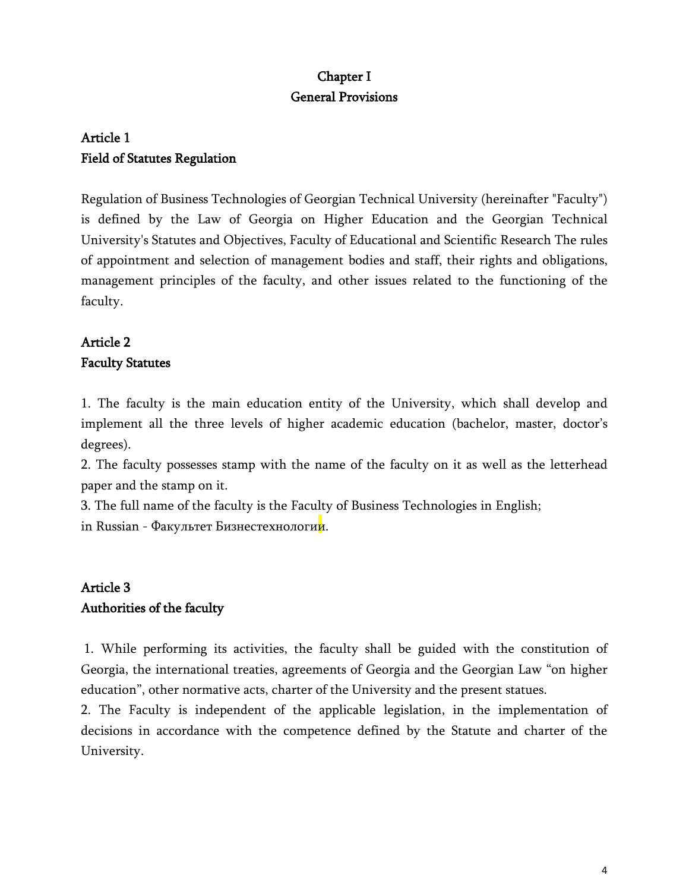# Chapter I
# General Provisions

## Article 1
## Field of Statutes Regulation

Regulation of Business Technologies of Georgian Technical University (hereinafter "Faculty") is defined by the Law of Georgia on Higher Education and the Georgian Technical University's Statutes and Objectives, Faculty of Educational and Scientific Research The rules of appointment and selection of management bodies and staff, their rights and obligations, management principles of the faculty, and other issues related to the functioning of the faculty.

## Article 2
## Faculty Statutes

1. The faculty is the main education entity of the University, which shall develop and implement all the three levels of higher academic education (bachelor, master, doctor's degrees).
2. The faculty possesses stamp with the name of the faculty on it as well as the letterhead paper and the stamp on it.
3. The full name of the faculty is the Faculty of Business Technologies in English;
in Russian - Факультет Бизнестехнологии.

## Article 3
## Authorities of the faculty

1. While performing its activities, the faculty shall be guided with the constitution of Georgia, the international treaties, agreements of Georgia and the Georgian Law "on higher education", other normative acts, charter of the University and the present statues.
2. The Faculty is independent of the applicable legislation, in the implementation of decisions in accordance with the competence defined by the Statute and charter of the University.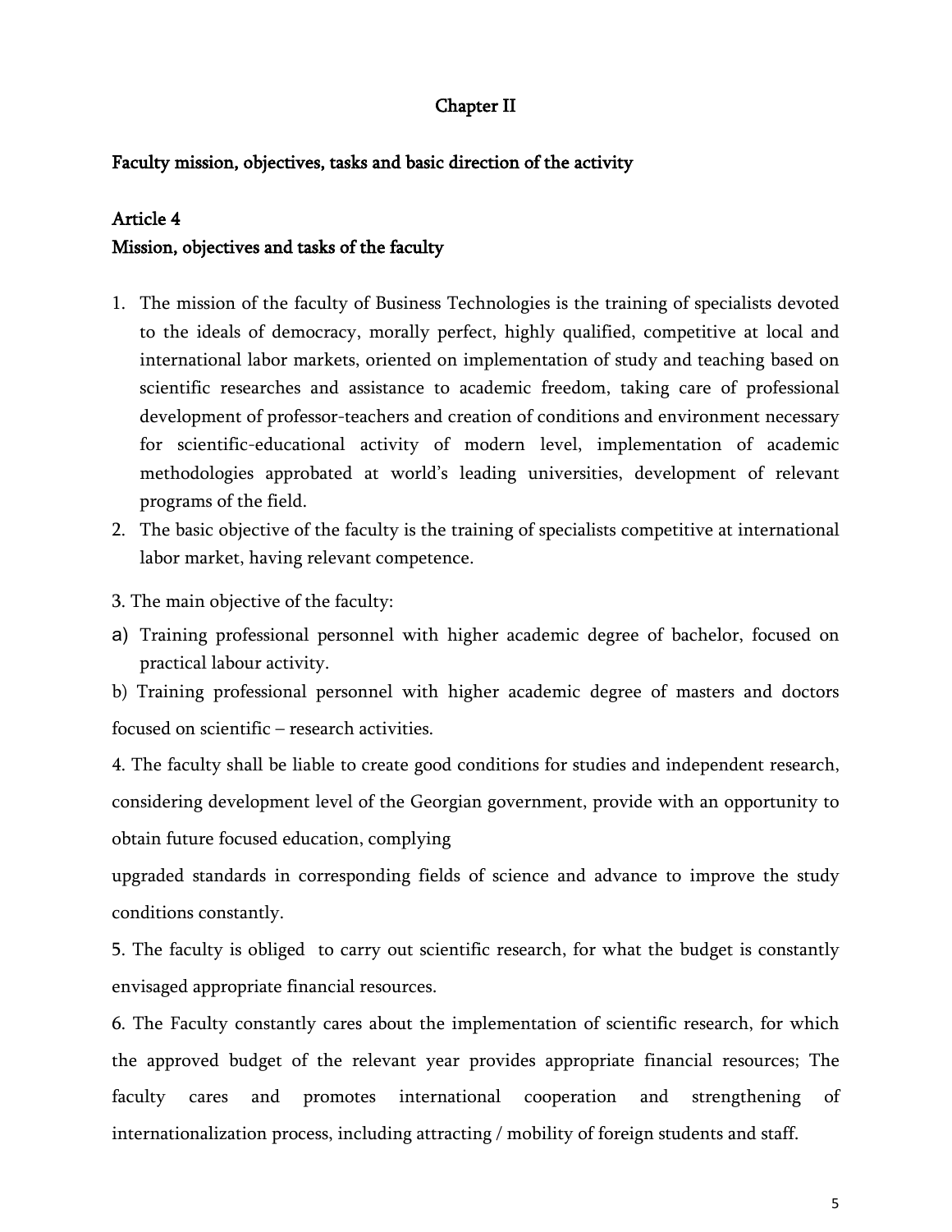# Chapter II

## Faculty mission, objectives, tasks and basic direction of the activity

### Article 4
### Mission, objectives and tasks of the faculty

1. The mission of the faculty of Business Technologies is the training of specialists devoted to the ideals of democracy, morally perfect, highly qualified, competitive at local and international labor markets, oriented on implementation of study and teaching based on scientific researches and assistance to academic freedom, taking care of professional development of professor-teachers and creation of conditions and environment necessary for scientific-educational activity of modern level, implementation of academic methodologies approbated at world's leading universities, development of relevant programs of the field.
2. The basic objective of the faculty is the training of specialists competitive at international labor market, having relevant competence.

3. The main objective of the faculty:

a) Training professional personnel with higher academic degree of bachelor, focused on practical labour activity.

b) Training professional personnel with higher academic degree of masters and doctors focused on scientific – research activities.

4. The faculty shall be liable to create good conditions for studies and independent research, considering development level of the Georgian government, provide with an opportunity to obtain future focused education, complying upgraded standards in corresponding fields of science and advance to improve the study conditions constantly.

5. The faculty is obliged to carry out scientific research, for what the budget is constantly envisaged appropriate financial resources.

6. The Faculty constantly cares about the implementation of scientific research, for which the approved budget of the relevant year provides appropriate financial resources; The faculty cares and promotes international cooperation and strengthening of internationalization process, including attracting / mobility of foreign students and staff.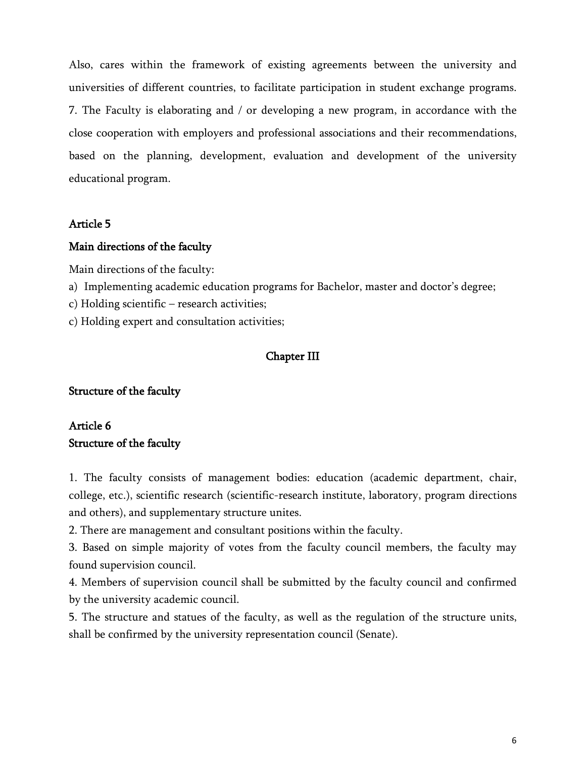Also, cares within the framework of existing agreements between the university and universities of different countries, to facilitate participation in student exchange programs.

7. The Faculty is elaborating and / or developing a new program, in accordance with the close cooperation with employers and professional associations and their recommendations, based on the planning, development, evaluation and development of the university educational program.

### Article 5

### Main directions of the faculty

Main directions of the faculty:

a) Implementing academic education programs for Bachelor, master and doctor's degree;

c) Holding scientific – research activities;

c) Holding expert and consultation activities;

## Chapter III

## Structure of the faculty

### Article 6

### Structure of the faculty

1. The faculty consists of management bodies: education (academic department, chair, college, etc.), scientific research (scientific-research institute, laboratory, program directions and others), and supplementary structure unites.
2. There are management and consultant positions within the faculty.
3. Based on simple majority of votes from the faculty council members, the faculty may found supervision council.
4. Members of supervision council shall be submitted by the faculty council and confirmed by the university academic council.
5. The structure and statues of the faculty, as well as the regulation of the structure units, shall be confirmed by the university representation council (Senate).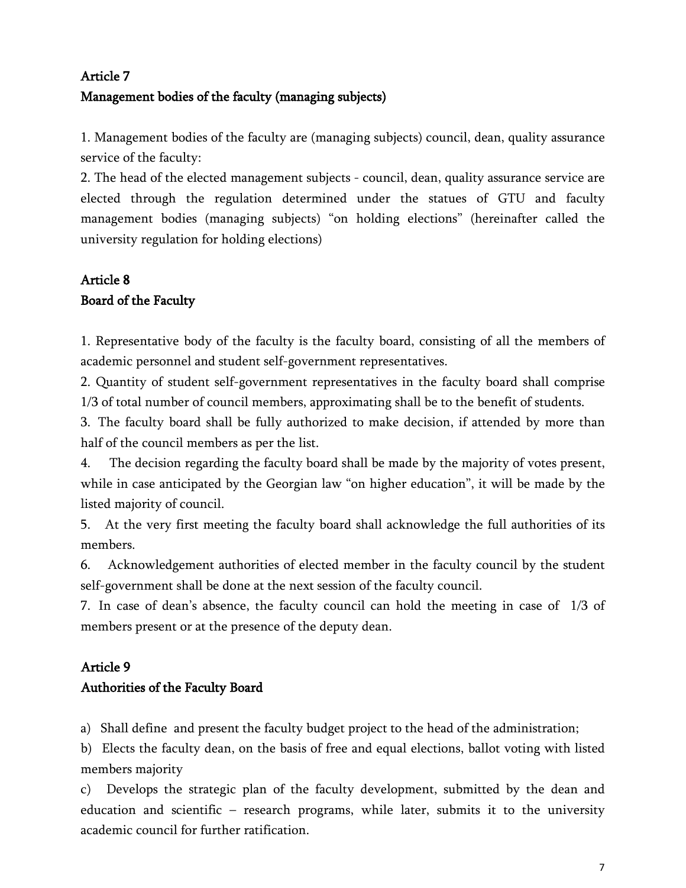## Article 7
## Management bodies of the faculty (managing subjects)

1. Management bodies of the faculty are (managing subjects) council, dean, quality assurance service of the faculty:
2. The head of the elected management subjects - council, dean, quality assurance service are elected through the regulation determined under the statues of GTU and faculty management bodies (managing subjects) "on holding elections" (hereinafter called the university regulation for holding elections)

## Article 8
## Board of the Faculty

1. Representative body of the faculty is the faculty board, consisting of all the members of academic personnel and student self-government representatives.
2. Quantity of student self-government representatives in the faculty board shall comprise 1/3 of total number of council members, approximating shall be to the benefit of students.
3. The faculty board shall be fully authorized to make decision, if attended by more than half of the council members as per the list.
4. The decision regarding the faculty board shall be made by the majority of votes present, while in case anticipated by the Georgian law "on higher education", it will be made by the listed majority of council.
5. At the very first meeting the faculty board shall acknowledge the full authorities of its members.
6. Acknowledgement authorities of elected member in the faculty council by the student self-government shall be done at the next session of the faculty council.
7. In case of dean's absence, the faculty council can hold the meeting in case of 1/3 of members present or at the presence of the deputy dean.

## Article 9
## Authorities of the Faculty Board

a) Shall define and present the faculty budget project to the head of the administration;
b) Elects the faculty dean, on the basis of free and equal elections, ballot voting with listed members majority
c) Develops the strategic plan of the faculty development, submitted by the dean and education and scientific – research programs, while later, submits it to the university academic council for further ratification.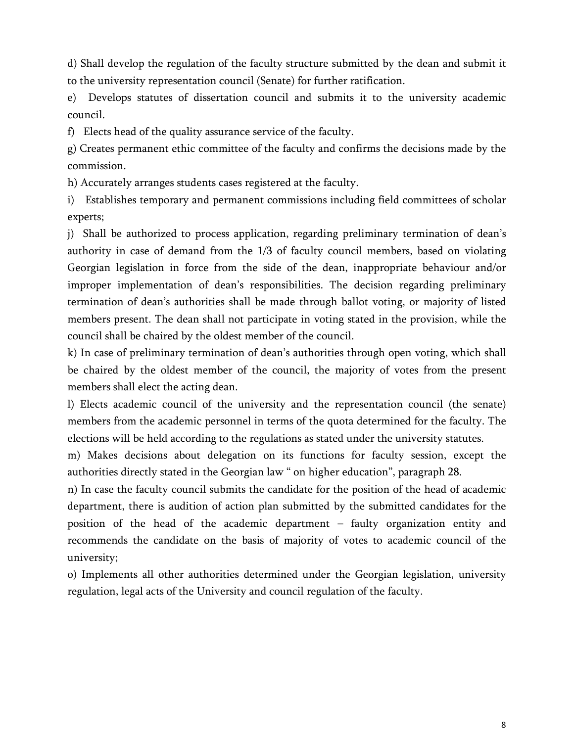d) Shall develop the regulation of the faculty structure submitted by the dean and submit it to the university representation council (Senate) for further ratification.

e) Develops statutes of dissertation council and submits it to the university academic council.

f) Elects head of the quality assurance service of the faculty.

g) Creates permanent ethic committee of the faculty and confirms the decisions made by the commission.

h) Accurately arranges students cases registered at the faculty.

i) Establishes temporary and permanent commissions including field committees of scholar experts;

j) Shall be authorized to process application, regarding preliminary termination of dean's authority in case of demand from the 1/3 of faculty council members, based on violating Georgian legislation in force from the side of the dean, inappropriate behaviour and/or improper implementation of dean's responsibilities. The decision regarding preliminary termination of dean's authorities shall be made through ballot voting, or majority of listed members present. The dean shall not participate in voting stated in the provision, while the council shall be chaired by the oldest member of the council.

k) In case of preliminary termination of dean's authorities through open voting, which shall be chaired by the oldest member of the council, the majority of votes from the present members shall elect the acting dean.

l) Elects academic council of the university and the representation council (the senate) members from the academic personnel in terms of the quota determined for the faculty. The elections will be held according to the regulations as stated under the university statutes.

m) Makes decisions about delegation on its functions for faculty session, except the authorities directly stated in the Georgian law " on higher education", paragraph 28.

n) In case the faculty council submits the candidate for the position of the head of academic department, there is audition of action plan submitted by the submitted candidates for the position of the head of the academic department – faulty organization entity and recommends the candidate on the basis of majority of votes to academic council of the university;

o) Implements all other authorities determined under the Georgian legislation, university regulation, legal acts of the University and council regulation of the faculty.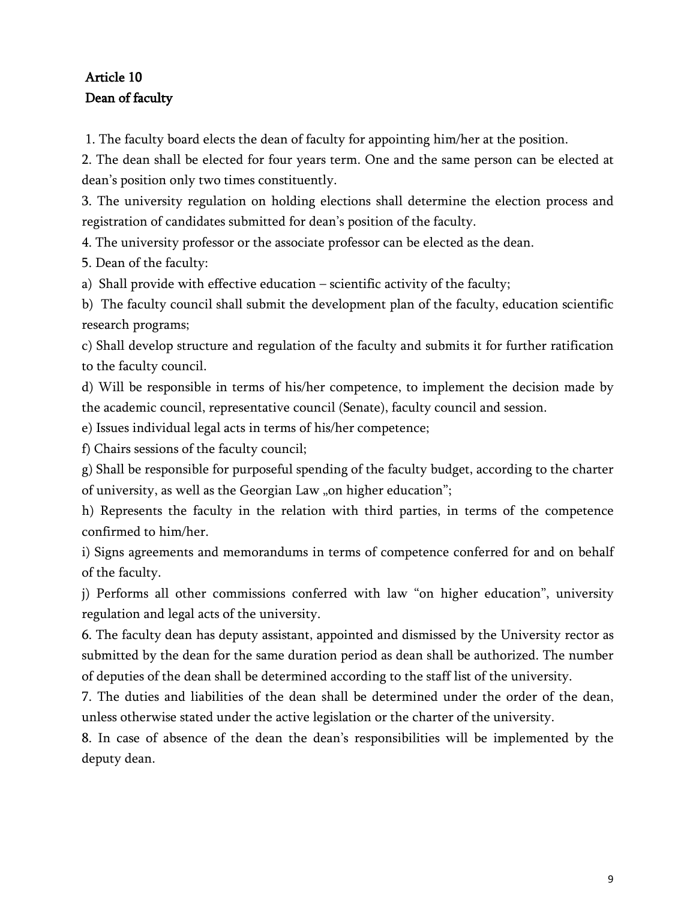## Article 10
## Dean of faculty

1. The faculty board elects the dean of faculty for appointing him/her at the position.
2. The dean shall be elected for four years term. One and the same person can be elected at dean's position only two times constituently.
3. The university regulation on holding elections shall determine the election process and registration of candidates submitted for dean's position of the faculty.
4. The university professor or the associate professor can be elected as the dean.
5. Dean of the faculty:

a) Shall provide with effective education – scientific activity of the faculty;

b) The faculty council shall submit the development plan of the faculty, education scientific research programs;

c) Shall develop structure and regulation of the faculty and submits it for further ratification to the faculty council.

d) Will be responsible in terms of his/her competence, to implement the decision made by the academic council, representative council (Senate), faculty council and session.

e) Issues individual legal acts in terms of his/her competence;

f) Chairs sessions of the faculty council;

g) Shall be responsible for purposeful spending of the faculty budget, according to the charter of university, as well as the Georgian Law „on higher education";

h) Represents the faculty in the relation with third parties, in terms of the competence confirmed to him/her.

i) Signs agreements and memorandums in terms of competence conferred for and on behalf of the faculty.

j) Performs all other commissions conferred with law "on higher education", university regulation and legal acts of the university.

6. The faculty dean has deputy assistant, appointed and dismissed by the University rector as submitted by the dean for the same duration period as dean shall be authorized. The number of deputies of the dean shall be determined according to the staff list of the university.
7. The duties and liabilities of the dean shall be determined under the order of the dean, unless otherwise stated under the active legislation or the charter of the university.
8. In case of absence of the dean the dean's responsibilities will be implemented by the deputy dean.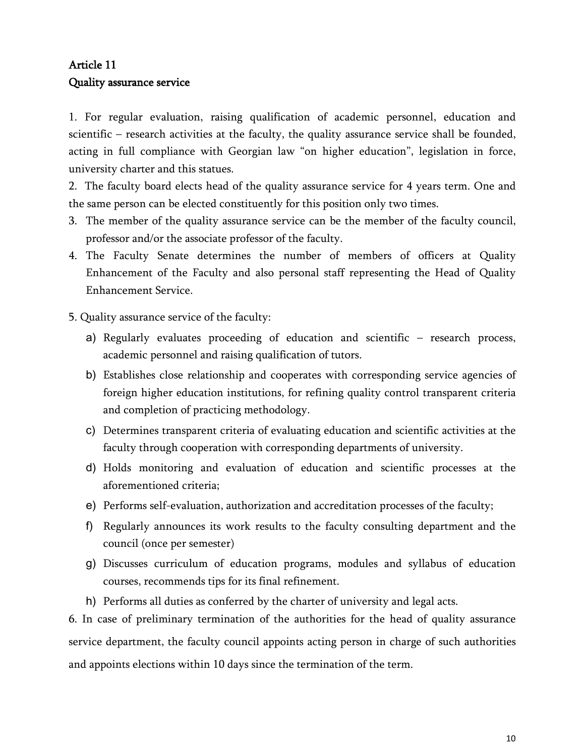## Article 11
## Quality assurance service

1. For regular evaluation, raising qualification of academic personnel, education and scientific – research activities at the faculty, the quality assurance service shall be founded, acting in full compliance with Georgian law "on higher education", legislation in force, university charter and this statues.

2. The faculty board elects head of the quality assurance service for 4 years term. One and the same person can be elected constituently for this position only two times.

3. The member of the quality assurance service can be the member of the faculty council, professor and/or the associate professor of the faculty.

4. The Faculty Senate determines the number of members of officers at Quality Enhancement of the Faculty and also personal staff representing the Head of Quality Enhancement Service.

5. Quality assurance service of the faculty:

   a) Regularly evaluates proceeding of education and scientific – research process, academic personnel and raising qualification of tutors.
   b) Establishes close relationship and cooperates with corresponding service agencies of foreign higher education institutions, for refining quality control transparent criteria and completion of practicing methodology.
   c) Determines transparent criteria of evaluating education and scientific activities at the faculty through cooperation with corresponding departments of university.
   d) Holds monitoring and evaluation of education and scientific processes at the aforementioned criteria;
   e) Performs self-evaluation, authorization and accreditation processes of the faculty;
   f) Regularly announces its work results to the faculty consulting department and the council (once per semester)
   g) Discusses curriculum of education programs, modules and syllabus of education courses, recommends tips for its final refinement.
   h) Performs all duties as conferred by the charter of university and legal acts.

6. In case of preliminary termination of the authorities for the head of quality assurance service department, the faculty council appoints acting person in charge of such authorities and appoints elections within 10 days since the termination of the term.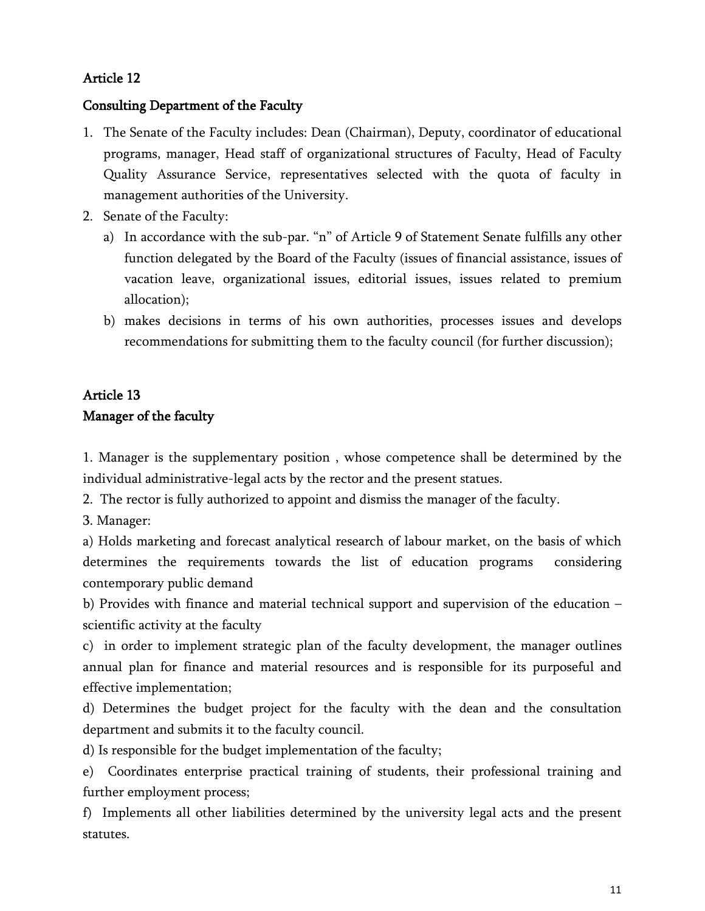## Article 12

## Consulting Department of the Faculty

1. The Senate of the Faculty includes: Dean (Chairman), Deputy, coordinator of educational programs, manager, Head staff of organizational structures of Faculty, Head of Faculty Quality Assurance Service, representatives selected with the quota of faculty in management authorities of the University.
2. Senate of the Faculty:
   a) In accordance with the sub-par. "n" of Article 9 of Statement Senate fulfills any other function delegated by the Board of the Faculty (issues of financial assistance, issues of vacation leave, organizational issues, editorial issues, issues related to premium allocation);
   b) makes decisions in terms of his own authorities, processes issues and develops recommendations for submitting them to the faculty council (for further discussion);

## Article 13

## Manager of the faculty

1. Manager is the supplementary position , whose competence shall be determined by the individual administrative-legal acts by the rector and the present statues.

2. The rector is fully authorized to appoint and dismiss the manager of the faculty.

3. Manager:

a) Holds marketing and forecast analytical research of labour market, on the basis of which determines the requirements towards the list of education programs considering contemporary public demand

b) Provides with finance and material technical support and supervision of the education – scientific activity at the faculty

c) in order to implement strategic plan of the faculty development, the manager outlines annual plan for finance and material resources and is responsible for its purposeful and effective implementation;

d) Determines the budget project for the faculty with the dean and the consultation department and submits it to the faculty council.

d) Is responsible for the budget implementation of the faculty;

e) Coordinates enterprise practical training of students, their professional training and further employment process;

f) Implements all other liabilities determined by the university legal acts and the present statutes.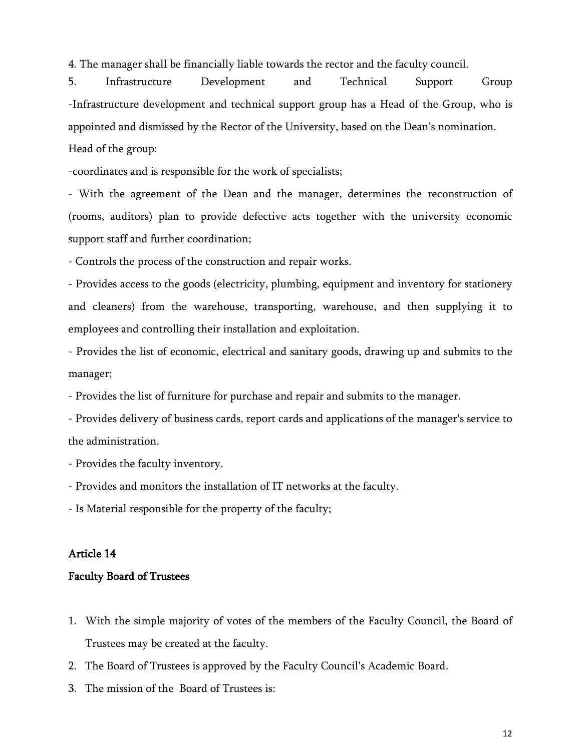4. The manager shall be financially liable towards the rector and the faculty council.

5. Infrastructure Development and Technical Support Group

-Infrastructure development and technical support group has a Head of the Group, who is appointed and dismissed by the Rector of the University, based on the Dean's nomination.

Head of the group:

-coordinates and is responsible for the work of specialists;

- With the agreement of the Dean and the manager, determines the reconstruction of (rooms, auditors) plan to provide defective acts together with the university economic support staff and further coordination;
- Controls the process of the construction and repair works.
- Provides access to the goods (electricity, plumbing, equipment and inventory for stationery and cleaners) from the warehouse, transporting, warehouse, and then supplying it to employees and controlling their installation and exploitation.
- Provides the list of economic, electrical and sanitary goods, drawing up and submits to the manager;
- Provides the list of furniture for purchase and repair and submits to the manager.
- Provides delivery of business cards, report cards and applications of the manager's service to the administration.
- Provides the faculty inventory.
- Provides and monitors the installation of IT networks at the faculty.
- Is Material responsible for the property of the faculty;

## Article 14

## Faculty Board of Trustees

1. With the simple majority of votes of the members of the Faculty Council, the Board of Trustees may be created at the faculty.
2. The Board of Trustees is approved by the Faculty Council's Academic Board.
3. The mission of the Board of Trustees is: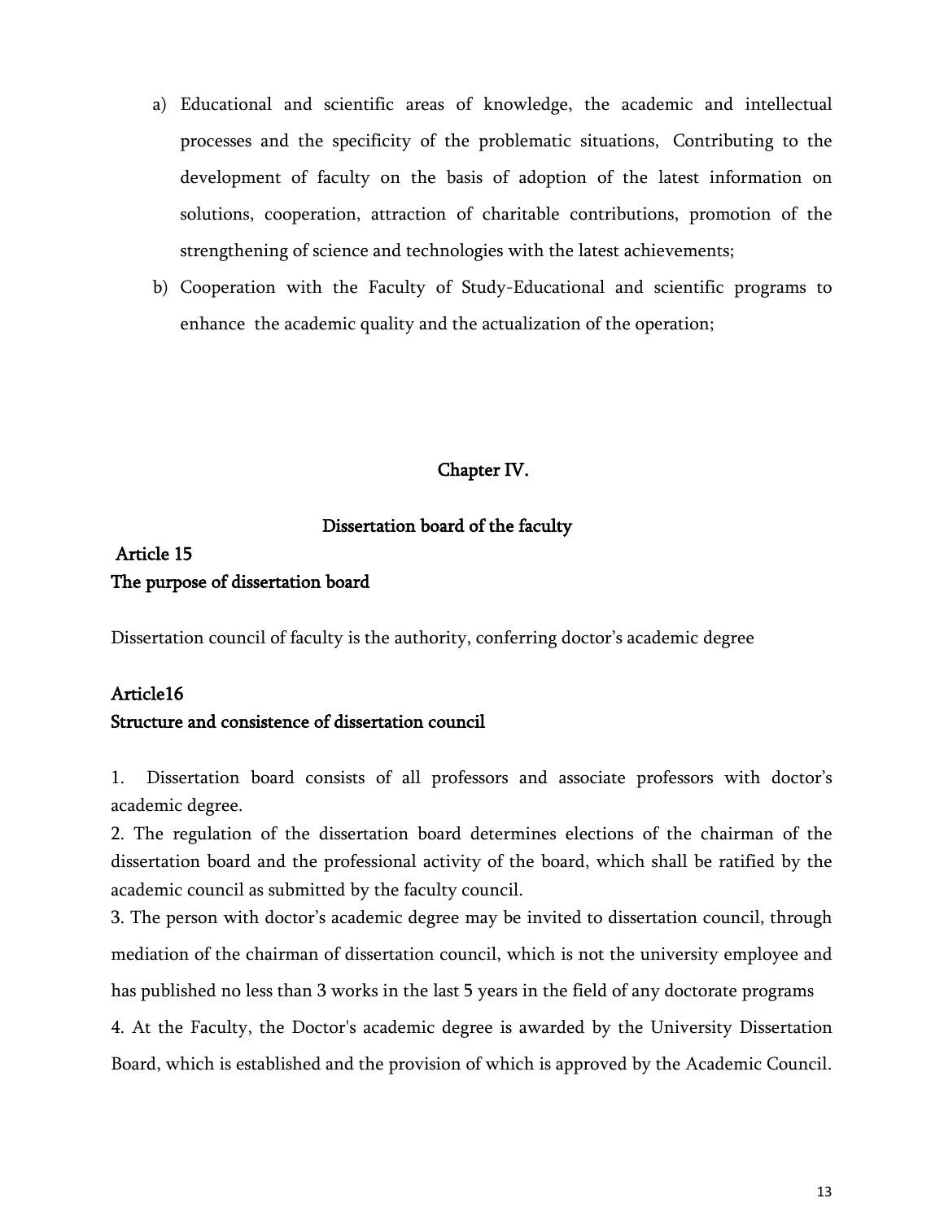a) Educational and scientific areas of knowledge, the academic and intellectual processes and the specificity of the problematic situations, Contributing to the development of faculty on the basis of adoption of the latest information on solutions, cooperation, attraction of charitable contributions, promotion of the strengthening of science and technologies with the latest achievements;
b) Cooperation with the Faculty of Study-Educational and scientific programs to enhance the academic quality and the actualization of the operation;

## Chapter IV.

## Dissertation board of the faculty

### Article 15
### The purpose of dissertation board

Dissertation council of faculty is the authority, conferring doctor's academic degree

### Article16
### Structure and consistence of dissertation council

1. Dissertation board consists of all professors and associate professors with doctor's academic degree.
2. The regulation of the dissertation board determines elections of the chairman of the dissertation board and the professional activity of the board, which shall be ratified by the academic council as submitted by the faculty council.
3. The person with doctor's academic degree may be invited to dissertation council, through mediation of the chairman of dissertation council, which is not the university employee and has published no less than 3 works in the last 5 years in the field of any doctorate programs
4. At the Faculty, the Doctor's academic degree is awarded by the University Dissertation Board, which is established and the provision of which is approved by the Academic Council.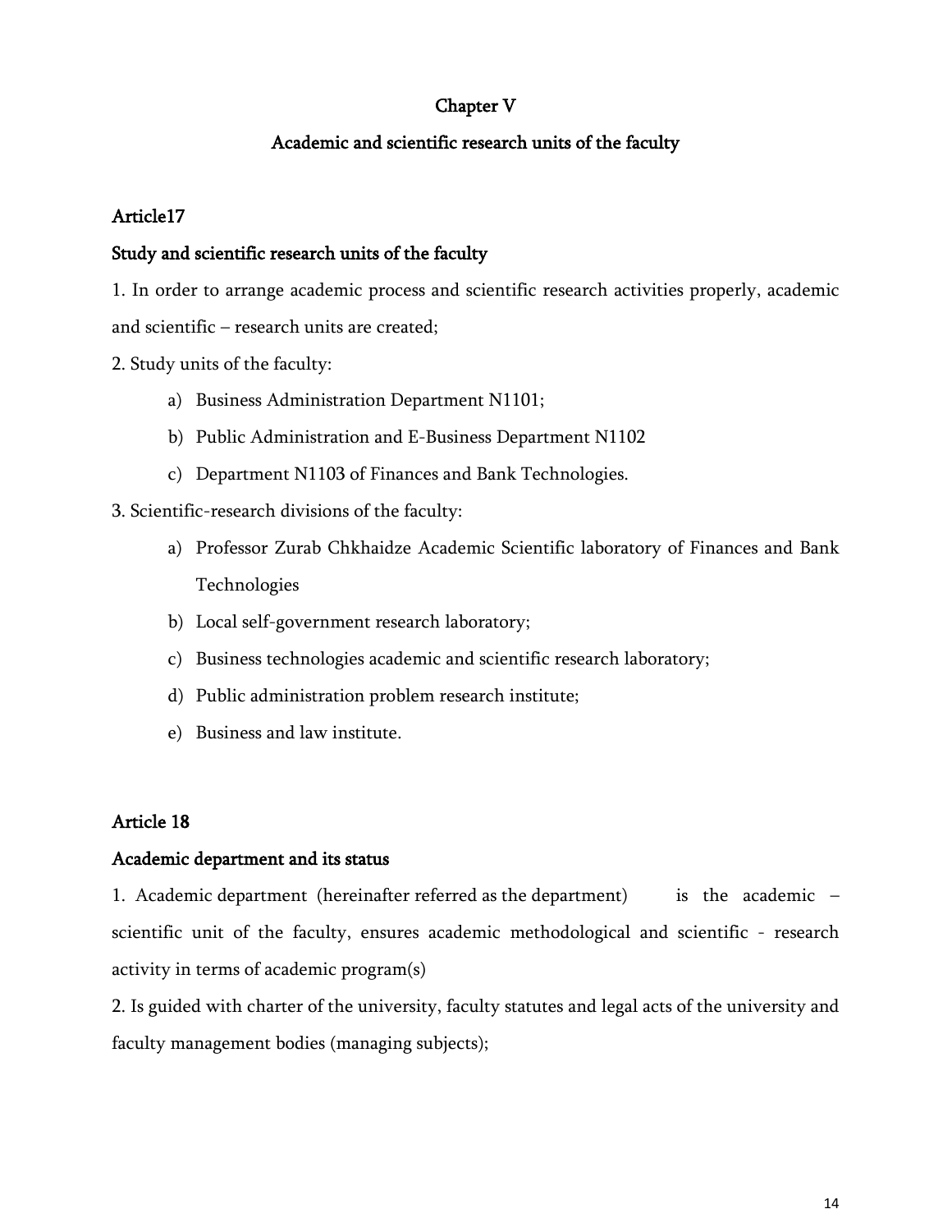## Chapter V

## Academic and scientific research units of the faculty

### Article17

### Study and scientific research units of the faculty

1. In order to arrange academic process and scientific research activities properly, academic and scientific – research units are created;

2. Study units of the faculty:

   a) Business Administration Department N1101;

   b) Public Administration and E-Business Department N1102

   c) Department N1103 of Finances and Bank Technologies.

3. Scientific-research divisions of the faculty:

   a) Professor Zurab Chkhaidze Academic Scientific laboratory of Finances and Bank Technologies

   b) Local self-government research laboratory;

   c) Business technologies academic and scientific research laboratory;

   d) Public administration problem research institute;

   e) Business and law institute.

### Article 18

### Academic department and its status

1. Academic department (hereinafter referred as the department) is the academic – scientific unit of the faculty, ensures academic methodological and scientific - research activity in terms of academic program(s)

2. Is guided with charter of the university, faculty statutes and legal acts of the university and faculty management bodies (managing subjects);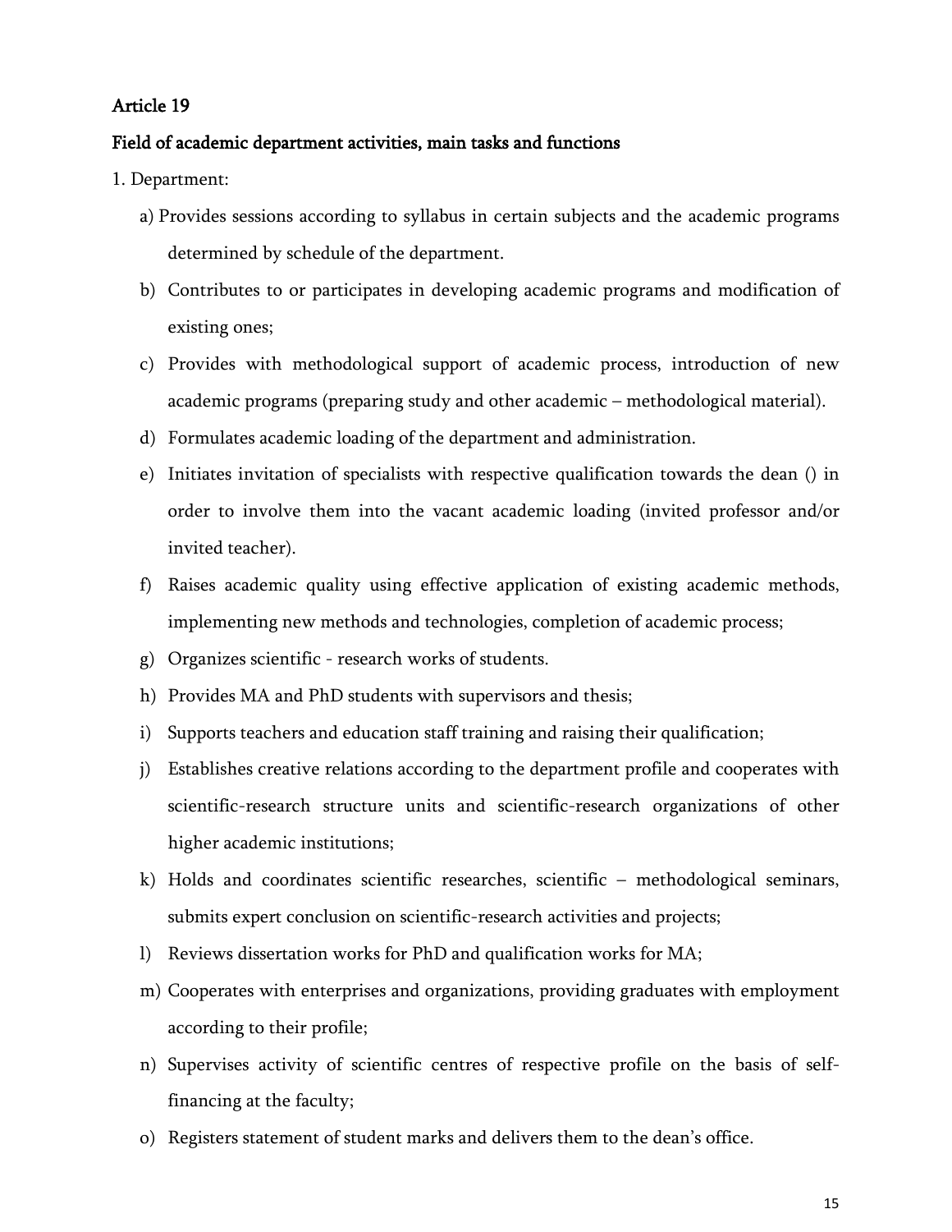## Article 19

## Field of academic department activities, main tasks and functions

1. Department:

   a) Provides sessions according to syllabus in certain subjects and the academic programs determined by schedule of the department.

   b) Contributes to or participates in developing academic programs and modification of existing ones;

   c) Provides with methodological support of academic process, introduction of new academic programs (preparing study and other academic – methodological material).

   d) Formulates academic loading of the department and administration.

   e) Initiates invitation of specialists with respective qualification towards the dean () in order to involve them into the vacant academic loading (invited professor and/or invited teacher).

   f) Raises academic quality using effective application of existing academic methods, implementing new methods and technologies, completion of academic process;

   g) Organizes scientific - research works of students.

   h) Provides MA and PhD students with supervisors and thesis;

   i) Supports teachers and education staff training and raising their qualification;

   j) Establishes creative relations according to the department profile and cooperates with scientific-research structure units and scientific-research organizations of other higher academic institutions;

   k) Holds and coordinates scientific researches, scientific – methodological seminars, submits expert conclusion on scientific-research activities and projects;

   l) Reviews dissertation works for PhD and qualification works for MA;

   m) Cooperates with enterprises and organizations, providing graduates with employment according to their profile;

   n) Supervises activity of scientific centres of respective profile on the basis of self-financing at the faculty;

   o) Registers statement of student marks and delivers them to the dean's office.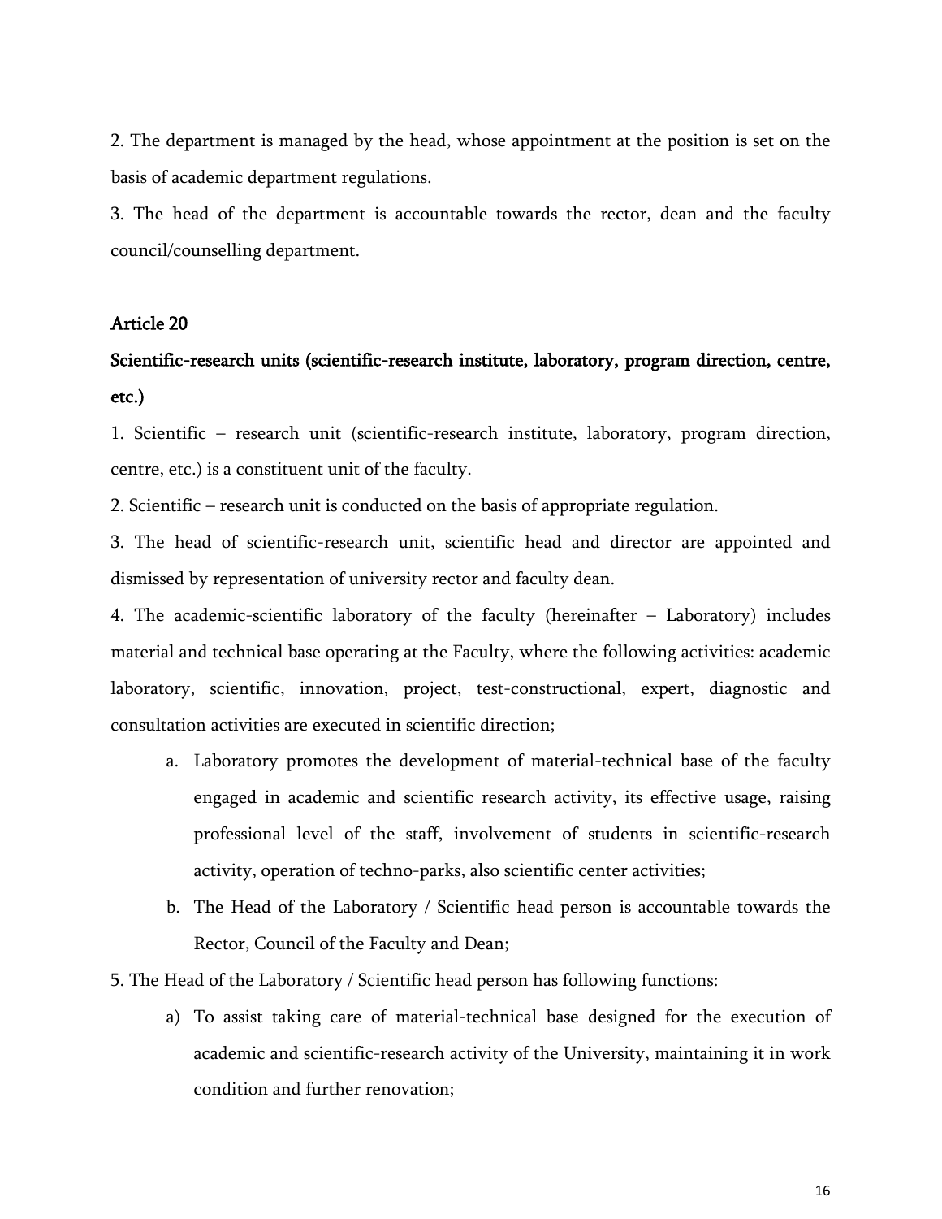2. The department is managed by the head, whose appointment at the position is set on the basis of academic department regulations.

3. The head of the department is accountable towards the rector, dean and the faculty council/counselling department.

## Article 20

## Scientific-research units (scientific-research institute, laboratory, program direction, centre, etc.)

1. Scientific – research unit (scientific-research institute, laboratory, program direction, centre, etc.) is a constituent unit of the faculty.

2. Scientific – research unit is conducted on the basis of appropriate regulation.

3. The head of scientific-research unit, scientific head and director are appointed and dismissed by representation of university rector and faculty dean.

4. The academic-scientific laboratory of the faculty (hereinafter – Laboratory) includes material and technical base operating at the Faculty, where the following activities: academic laboratory, scientific, innovation, project, test-constructional, expert, diagnostic and consultation activities are executed in scientific direction;

   a. Laboratory promotes the development of material-technical base of the faculty engaged in academic and scientific research activity, its effective usage, raising professional level of the staff, involvement of students in scientific-research activity, operation of techno-parks, also scientific center activities;

   b. The Head of the Laboratory / Scientific head person is accountable towards the Rector, Council of the Faculty and Dean;

5. The Head of the Laboratory / Scientific head person has following functions:

   a) To assist taking care of material-technical base designed for the execution of academic and scientific-research activity of the University, maintaining it in work condition and further renovation;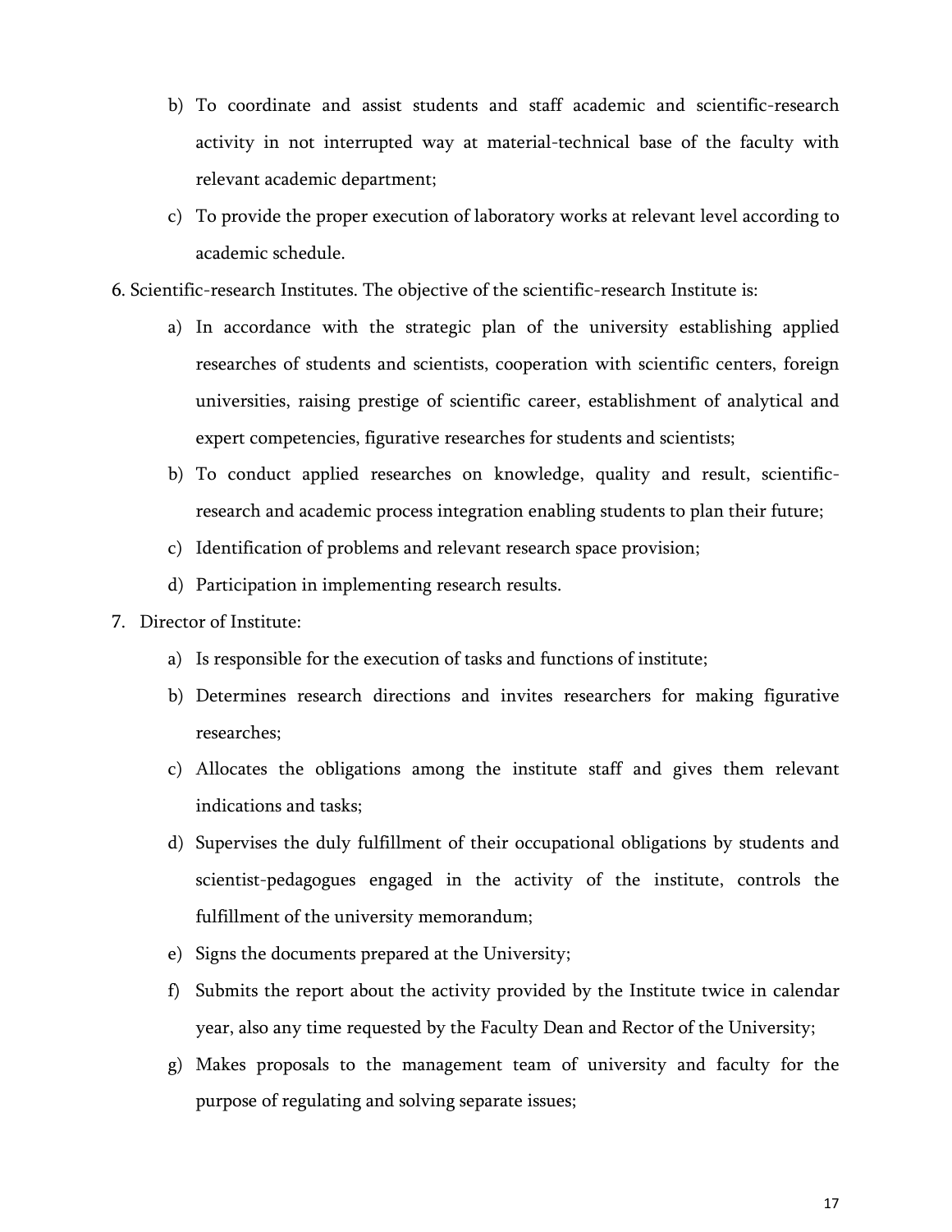b) To coordinate and assist students and staff academic and scientific-research activity in not interrupted way at material-technical base of the faculty with relevant academic department;

c) To provide the proper execution of laboratory works at relevant level according to academic schedule.

6. Scientific-research Institutes. The objective of the scientific-research Institute is:

a) In accordance with the strategic plan of the university establishing applied researches of students and scientists, cooperation with scientific centers, foreign universities, raising prestige of scientific career, establishment of analytical and expert competencies, figurative researches for students and scientists;

b) To conduct applied researches on knowledge, quality and result, scientific-research and academic process integration enabling students to plan their future;

c) Identification of problems and relevant research space provision;

d) Participation in implementing research results.

7. Director of Institute:

a) Is responsible for the execution of tasks and functions of institute;

b) Determines research directions and invites researchers for making figurative researches;

c) Allocates the obligations among the institute staff and gives them relevant indications and tasks;

d) Supervises the duly fulfillment of their occupational obligations by students and scientist-pedagogues engaged in the activity of the institute, controls the fulfillment of the university memorandum;

e) Signs the documents prepared at the University;

f) Submits the report about the activity provided by the Institute twice in calendar year, also any time requested by the Faculty Dean and Rector of the University;

g) Makes proposals to the management team of university and faculty for the purpose of regulating and solving separate issues;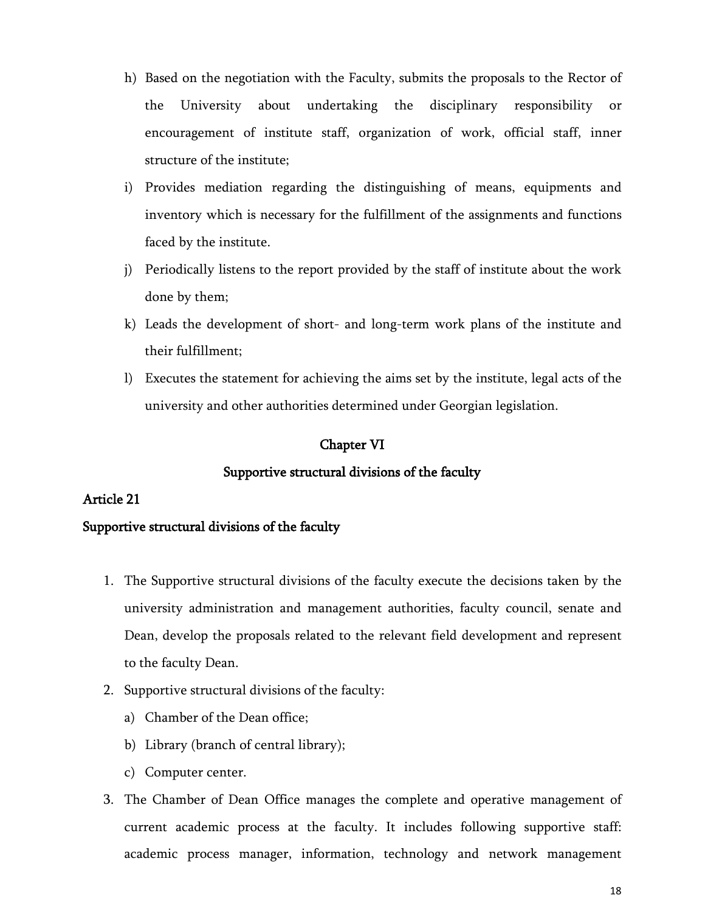h) Based on the negotiation with the Faculty, submits the proposals to the Rector of the University about undertaking the disciplinary responsibility or encouragement of institute staff, organization of work, official staff, inner structure of the institute;

i) Provides mediation regarding the distinguishing of means, equipments and inventory which is necessary for the fulfillment of the assignments and functions faced by the institute.

j) Periodically listens to the report provided by the staff of institute about the work done by them;

k) Leads the development of short- and long-term work plans of the institute and their fulfillment;

l) Executes the statement for achieving the aims set by the institute, legal acts of the university and other authorities determined under Georgian legislation.

## Chapter VI

## Supportive structural divisions of the faculty

### Article 21

### Supportive structural divisions of the faculty

1. The Supportive structural divisions of the faculty execute the decisions taken by the university administration and management authorities, faculty council, senate and Dean, develop the proposals related to the relevant field development and represent to the faculty Dean.
2. Supportive structural divisions of the faculty:
   a) Chamber of the Dean office;
   b) Library (branch of central library);
   c) Computer center.
3. The Chamber of Dean Office manages the complete and operative management of current academic process at the faculty. It includes following supportive staff: academic process manager, information, technology and network management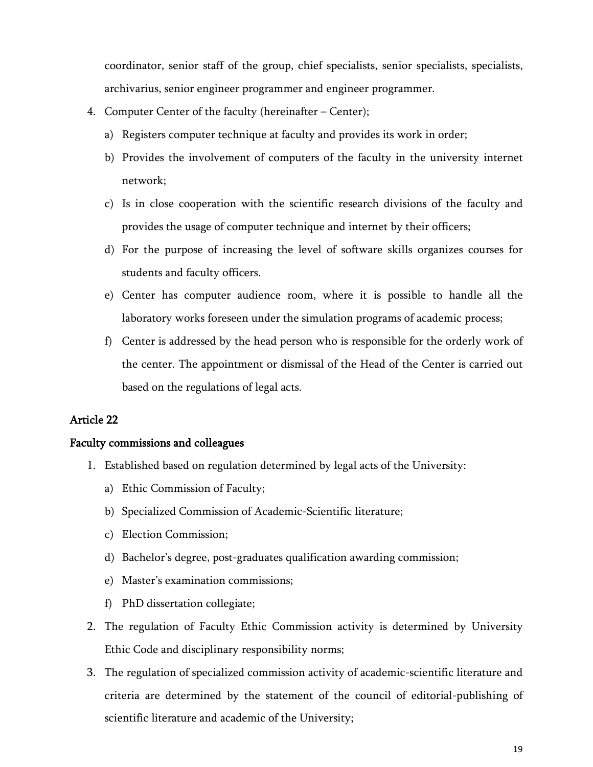coordinator, senior staff of the group, chief specialists, senior specialists, specialists, archivarius, senior engineer programmer and engineer programmer.

4. Computer Center of the faculty (hereinafter – Center);
   a) Registers computer technique at faculty and provides its work in order;
   b) Provides the involvement of computers of the faculty in the university internet network;
   c) Is in close cooperation with the scientific research divisions of the faculty and provides the usage of computer technique and internet by their officers;
   d) For the purpose of increasing the level of software skills organizes courses for students and faculty officers.
   e) Center has computer audience room, where it is possible to handle all the laboratory works foreseen under the simulation programs of academic process;
   f) Center is addressed by the head person who is responsible for the orderly work of the center. The appointment or dismissal of the Head of the Center is carried out based on the regulations of legal acts.

## Article 22

## Faculty commissions and colleagues

1. Established based on regulation determined by legal acts of the University:
   a) Ethic Commission of Faculty;
   b) Specialized Commission of Academic-Scientific literature;
   c) Election Commission;
   d) Bachelor's degree, post-graduates qualification awarding commission;
   e) Master's examination commissions;
   f) PhD dissertation collegiate;
2. The regulation of Faculty Ethic Commission activity is determined by University Ethic Code and disciplinary responsibility norms;
3. The regulation of specialized commission activity of academic-scientific literature and criteria are determined by the statement of the council of editorial-publishing of scientific literature and academic of the University;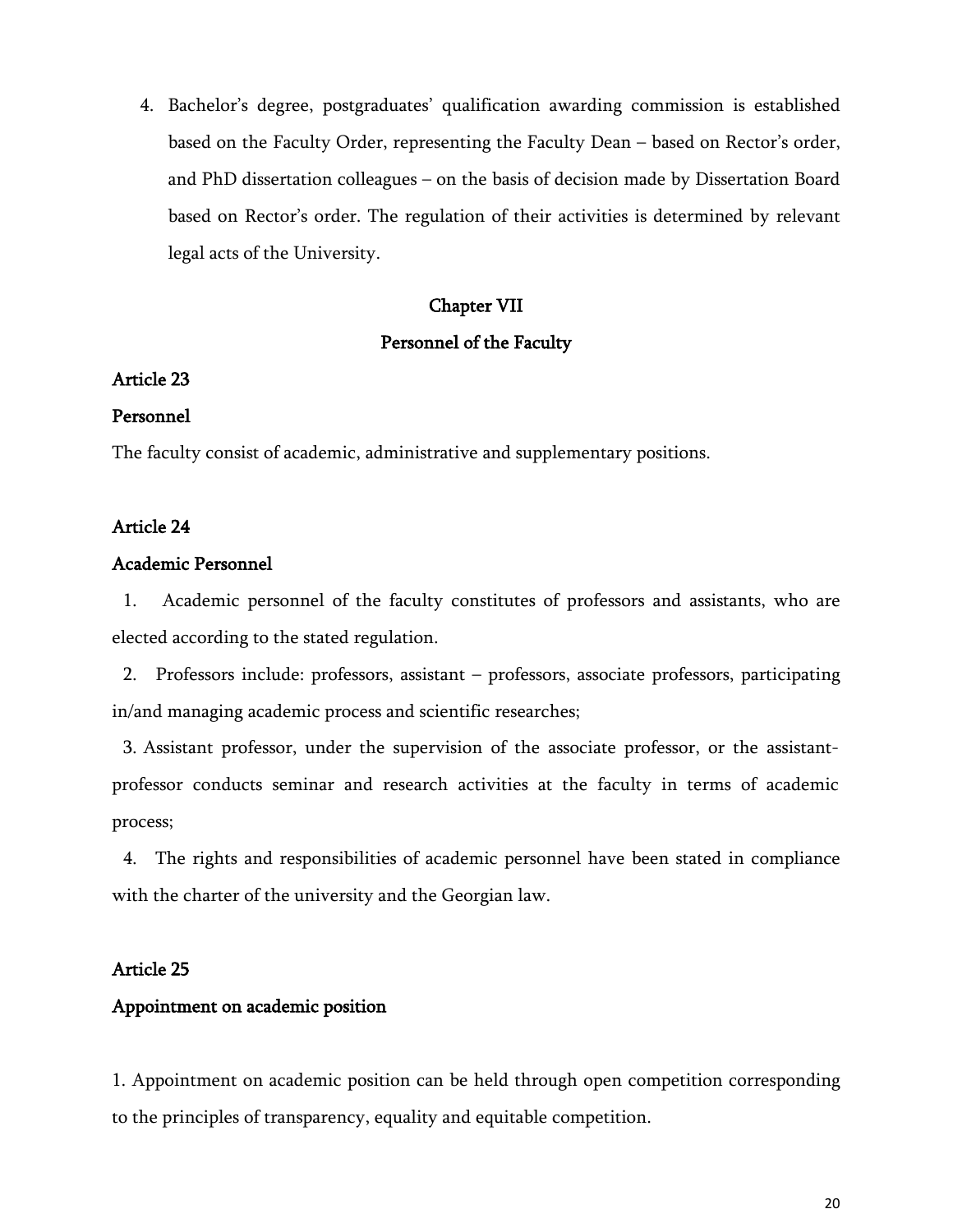4. Bachelor's degree, postgraduates' qualification awarding commission is established based on the Faculty Order, representing the Faculty Dean – based on Rector's order, and PhD dissertation colleagues – on the basis of decision made by Dissertation Board based on Rector's order. The regulation of their activities is determined by relevant legal acts of the University.

## Chapter VII

## Personnel of the Faculty

### Article 23

### Personnel

The faculty consist of academic, administrative and supplementary positions.

### Article 24

### Academic Personnel

1. Academic personnel of the faculty constitutes of professors and assistants, who are elected according to the stated regulation.
2. Professors include: professors, assistant – professors, associate professors, participating in/and managing academic process and scientific researches;
3. Assistant professor, under the supervision of the associate professor, or the assistant-professor conducts seminar and research activities at the faculty in terms of academic process;
4. The rights and responsibilities of academic personnel have been stated in compliance with the charter of the university and the Georgian law.

### Article 25

### Appointment on academic position

1. Appointment on academic position can be held through open competition corresponding to the principles of transparency, equality and equitable competition.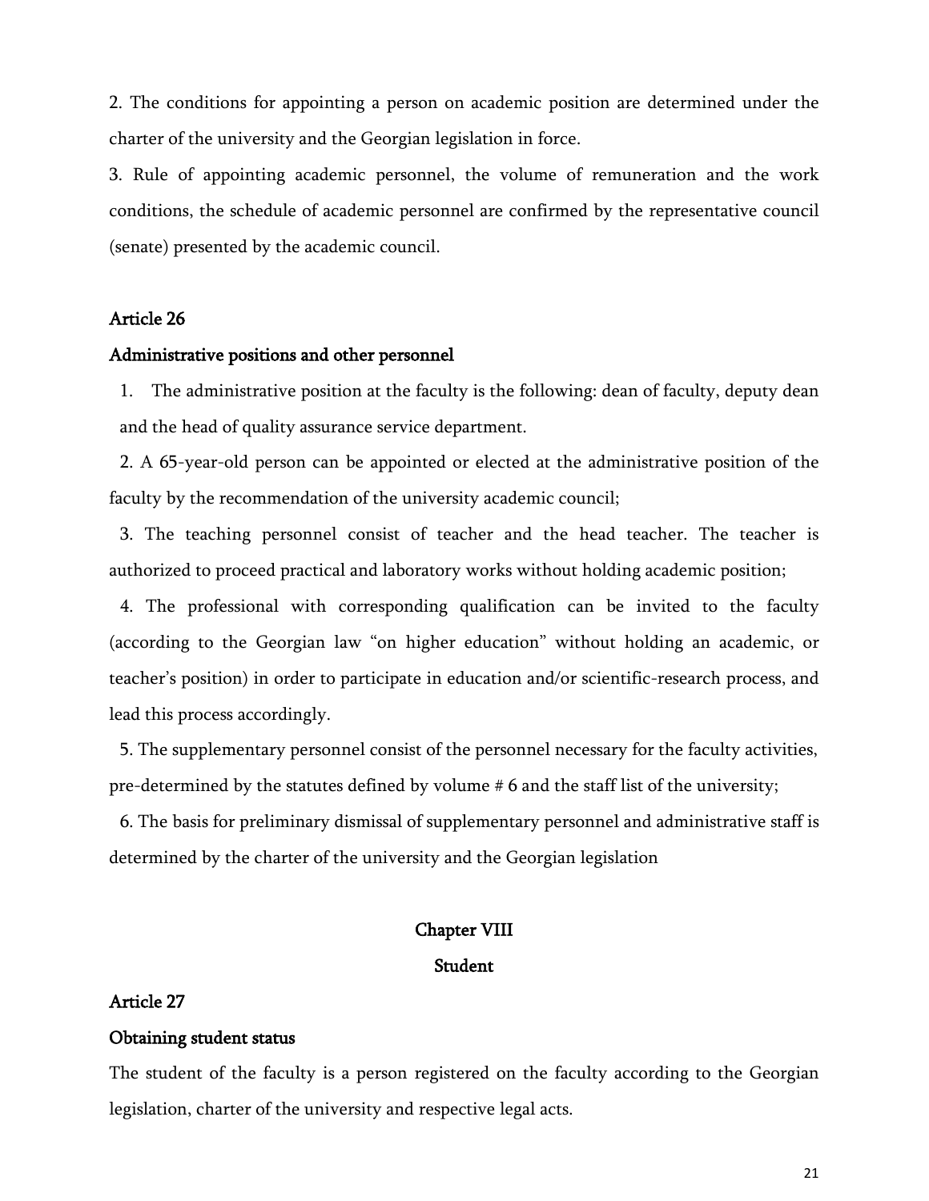2. The conditions for appointing a person on academic position are determined under the charter of the university and the Georgian legislation in force.

3. Rule of appointing academic personnel, the volume of remuneration and the work conditions, the schedule of academic personnel are confirmed by the representative council (senate) presented by the academic council.

### Article 26

### Administrative positions and other personnel

1. The administrative position at the faculty is the following: dean of faculty, deputy dean and the head of quality assurance service department.

2. A 65-year-old person can be appointed or elected at the administrative position of the faculty by the recommendation of the university academic council;

3. The teaching personnel consist of teacher and the head teacher. The teacher is authorized to proceed practical and laboratory works without holding academic position;

4. The professional with corresponding qualification can be invited to the faculty (according to the Georgian law "on higher education" without holding an academic, or teacher's position) in order to participate in education and/or scientific-research process, and lead this process accordingly.

5. The supplementary personnel consist of the personnel necessary for the faculty activities, pre-determined by the statutes defined by volume # 6 and the staff list of the university;

6. The basis for preliminary dismissal of supplementary personnel and administrative staff is determined by the charter of the university and the Georgian legislation

## Chapter VIII

## Student

### Article 27

### Obtaining student status

The student of the faculty is a person registered on the faculty according to the Georgian legislation, charter of the university and respective legal acts.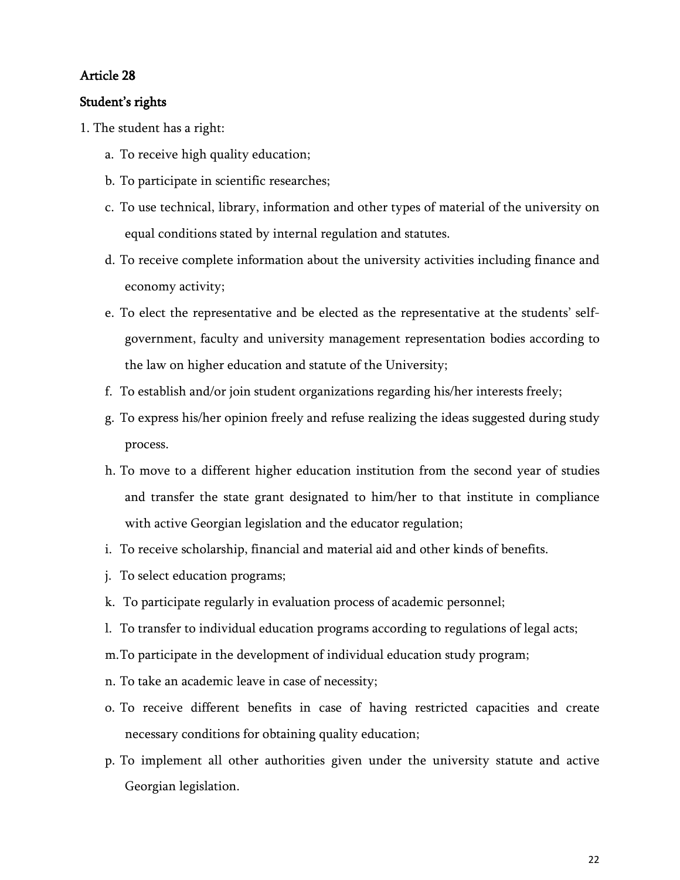## Article 28

## Student's rights

1. The student has a right:

   a. To receive high quality education;

   b. To participate in scientific researches;

   c. To use technical, library, information and other types of material of the university on equal conditions stated by internal regulation and statutes.

   d. To receive complete information about the university activities including finance and economy activity;

   e. To elect the representative and be elected as the representative at the students' self-government, faculty and university management representation bodies according to the law on higher education and statute of the University;

   f. To establish and/or join student organizations regarding his/her interests freely;

   g. To express his/her opinion freely and refuse realizing the ideas suggested during study process.

   h. To move to a different higher education institution from the second year of studies and transfer the state grant designated to him/her to that institute in compliance with active Georgian legislation and the educator regulation;

   i. To receive scholarship, financial and material aid and other kinds of benefits.

   j. To select education programs;

   k. To participate regularly in evaluation process of academic personnel;

   l. To transfer to individual education programs according to regulations of legal acts;

   m. To participate in the development of individual education study program;

   n. To take an academic leave in case of necessity;

   o. To receive different benefits in case of having restricted capacities and create necessary conditions for obtaining quality education;

   p. To implement all other authorities given under the university statute and active Georgian legislation.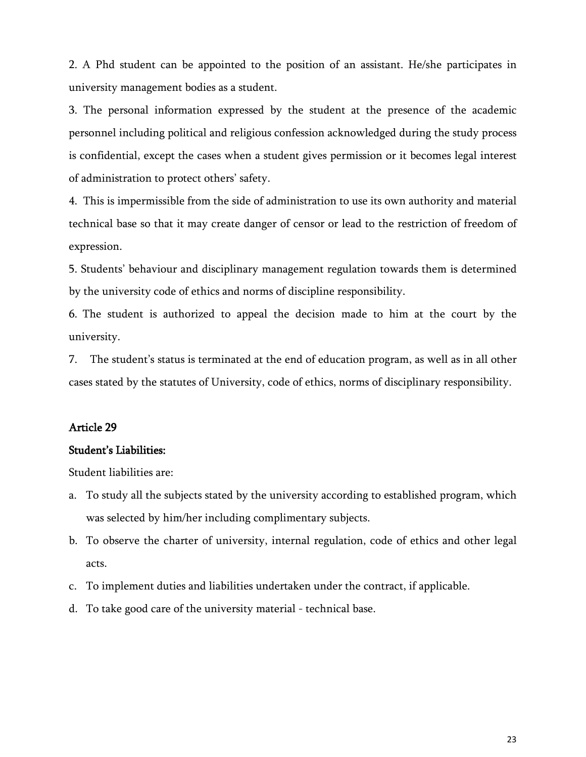2. A Phd student can be appointed to the position of an assistant. He/she participates in university management bodies as a student.

3. The personal information expressed by the student at the presence of the academic personnel including political and religious confession acknowledged during the study process is confidential, except the cases when a student gives permission or it becomes legal interest of administration to protect others' safety.

4. This is impermissible from the side of administration to use its own authority and material technical base so that it may create danger of censor or lead to the restriction of freedom of expression.

5. Students' behaviour and disciplinary management regulation towards them is determined by the university code of ethics and norms of discipline responsibility.

6. The student is authorized to appeal the decision made to him at the court by the university.

7. The student's status is terminated at the end of education program, as well as in all other cases stated by the statutes of University, code of ethics, norms of disciplinary responsibility.

## Article 29

**Student's Liabilities:**

Student liabilities are:

a. To study all the subjects stated by the university according to established program, which was selected by him/her including complimentary subjects.
b. To observe the charter of university, internal regulation, code of ethics and other legal acts.
c. To implement duties and liabilities undertaken under the contract, if applicable.
d. To take good care of the university material - technical base.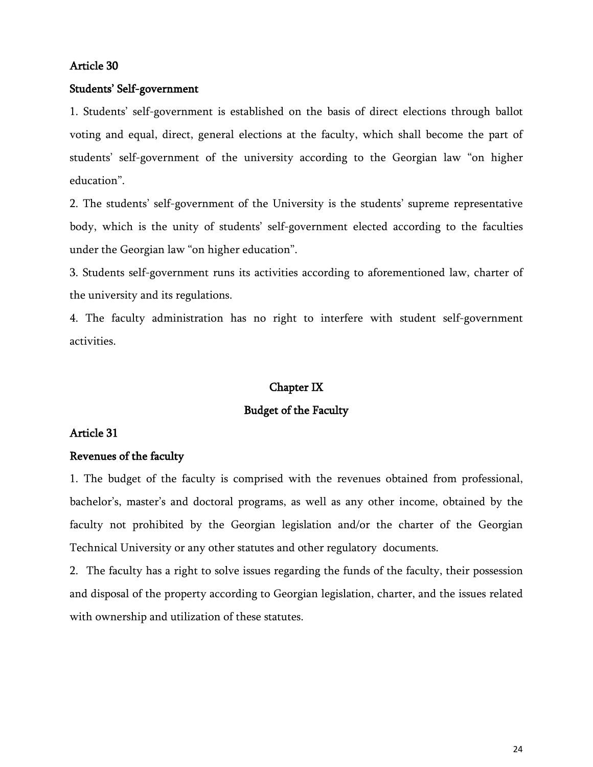### Article 30

### Students' Self-government

1. Students' self-government is established on the basis of direct elections through ballot voting and equal, direct, general elections at the faculty, which shall become the part of students' self-government of the university according to the Georgian law "on higher education".

2. The students' self-government of the University is the students' supreme representative body, which is the unity of students' self-government elected according to the faculties under the Georgian law "on higher education".

3. Students self-government runs its activities according to aforementioned law, charter of the university and its regulations.

4. The faculty administration has no right to interfere with student self-government activities.

## Chapter IX

## Budget of the Faculty

### Article 31

### Revenues of the faculty

1. The budget of the faculty is comprised with the revenues obtained from professional, bachelor's, master's and doctoral programs, as well as any other income, obtained by the faculty not prohibited by the Georgian legislation and/or the charter of the Georgian Technical University or any other statutes and other regulatory documents.

2. The faculty has a right to solve issues regarding the funds of the faculty, their possession and disposal of the property according to Georgian legislation, charter, and the issues related with ownership and utilization of these statutes.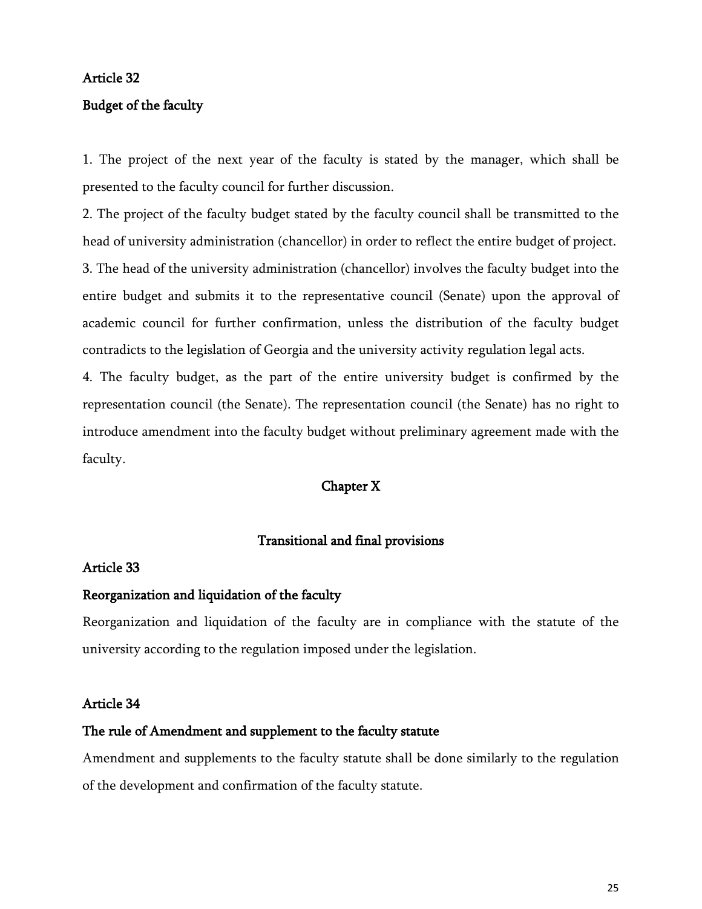### Article 32

### Budget of the faculty

1. The project of the next year of the faculty is stated by the manager, which shall be presented to the faculty council for further discussion.
2. The project of the faculty budget stated by the faculty council shall be transmitted to the head of university administration (chancellor) in order to reflect the entire budget of project.
3. The head of the university administration (chancellor) involves the faculty budget into the entire budget and submits it to the representative council (Senate) upon the approval of academic council for further confirmation, unless the distribution of the faculty budget contradicts to the legislation of Georgia and the university activity regulation legal acts.
4. The faculty budget, as the part of the entire university budget is confirmed by the representation council (the Senate). The representation council (the Senate) has no right to introduce amendment into the faculty budget without preliminary agreement made with the faculty.

## Chapter X

## Transitional and final provisions

### Article 33

### Reorganization and liquidation of the faculty

Reorganization and liquidation of the faculty are in compliance with the statute of the university according to the regulation imposed under the legislation.

### Article 34

### The rule of Amendment and supplement to the faculty statute

Amendment and supplements to the faculty statute shall be done similarly to the regulation of the development and confirmation of the faculty statute.